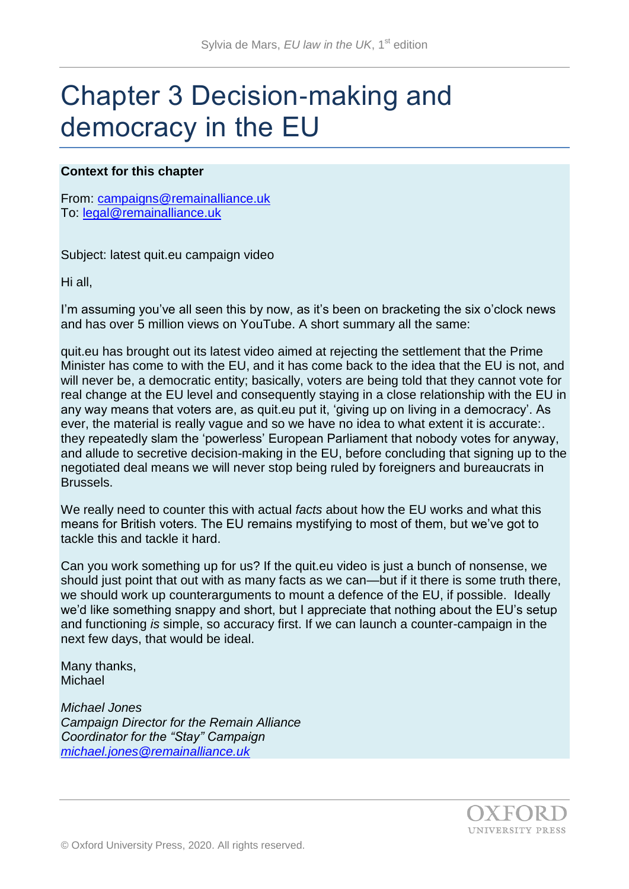# Chapter 3 Decision-making and democracy in the EU

**Context for this chapter**

From: campaigns@remainalliance.uk
To: legal@remainalliance.uk

Subject: latest quit.eu campaign video

Hi all,

I'm assuming you've all seen this by now, as it's been on bracketing the six o'clock news and has over 5 million views on YouTube. A short summary all the same:

quit.eu has brought out its latest video aimed at rejecting the settlement that the Prime Minister has come to with the EU, and it has come back to the idea that the EU is not, and will never be, a democratic entity; basically, voters are being told that they cannot vote for real change at the EU level and consequently staying in a close relationship with the EU in any way means that voters are, as quit.eu put it, 'giving up on living in a democracy'. As ever, the material is really vague and so we have no idea to what extent it is accurate:. they repeatedly slam the 'powerless' European Parliament that nobody votes for anyway, and allude to secretive decision-making in the EU, before concluding that signing up to the negotiated deal means we will never stop being ruled by foreigners and bureaucrats in Brussels.

We really need to counter this with actual *facts* about how the EU works and what this means for British voters. The EU remains mystifying to most of them, but we've got to tackle this and tackle it hard.

Can you work something up for us? If the quit.eu video is just a bunch of nonsense, we should just point that out with as many facts as we can—but if it there is some truth there, we should work up counterarguments to mount a defence of the EU, if possible. Ideally we'd like something snappy and short, but I appreciate that nothing about the EU's setup and functioning *is* simple, so accuracy first. If we can launch a counter-campaign in the next few days, that would be ideal.

Many thanks,
Michael

*Michael Jones*
*Campaign Director for the Remain Alliance*
*Coordinator for the "Stay" Campaign*
*michael.jones@remainalliance.uk*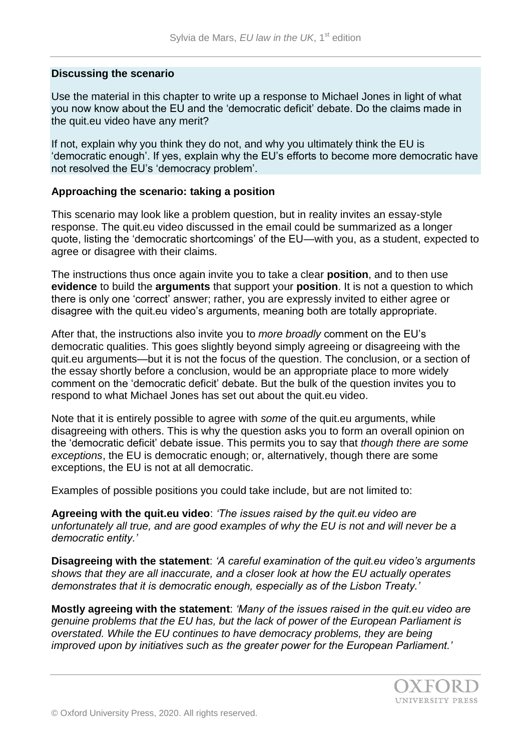## Discussing the scenario

Use the material in this chapter to write up a response to Michael Jones in light of what you now know about the EU and the 'democratic deficit' debate. Do the claims made in the quit.eu video have any merit?

If not, explain why you think they do not, and why you ultimately think the EU is 'democratic enough'. If yes, explain why the EU's efforts to become more democratic have not resolved the EU's 'democracy problem'.

## Approaching the scenario: taking a position

This scenario may look like a problem question, but in reality invites an essay-style response. The quit.eu video discussed in the email could be summarized as a longer quote, listing the 'democratic shortcomings' of the EU—with you, as a student, expected to agree or disagree with their claims.

The instructions thus once again invite you to take a clear **position**, and to then use **evidence** to build the **arguments** that support your **position**. It is not a question to which there is only one 'correct' answer; rather, you are expressly invited to either agree or disagree with the quit.eu video's arguments, meaning both are totally appropriate.

After that, the instructions also invite you to *more broadly* comment on the EU's democratic qualities. This goes slightly beyond simply agreeing or disagreeing with the quit.eu arguments—but it is not the focus of the question. The conclusion, or a section of the essay shortly before a conclusion, would be an appropriate place to more widely comment on the 'democratic deficit' debate. But the bulk of the question invites you to respond to what Michael Jones has set out about the quit.eu video.

Note that it is entirely possible to agree with *some* of the quit.eu arguments, while disagreeing with others. This is why the question asks you to form an overall opinion on the 'democratic deficit' debate issue. This permits you to say that *though there are some exceptions*, the EU is democratic enough; or, alternatively, though there are some exceptions, the EU is not at all democratic.

Examples of possible positions you could take include, but are not limited to:

**Agreeing with the quit.eu video**: *'The issues raised by the quit.eu video are unfortunately all true, and are good examples of why the EU is not and will never be a democratic entity.'*

**Disagreeing with the statement**: *'A careful examination of the quit.eu video's arguments shows that they are all inaccurate, and a closer look at how the EU actually operates demonstrates that it is democratic enough, especially as of the Lisbon Treaty.'*

**Mostly agreeing with the statement**: *'Many of the issues raised in the quit.eu video are genuine problems that the EU has, but the lack of power of the European Parliament is overstated. While the EU continues to have democracy problems, they are being improved upon by initiatives such as the greater power for the European Parliament.'*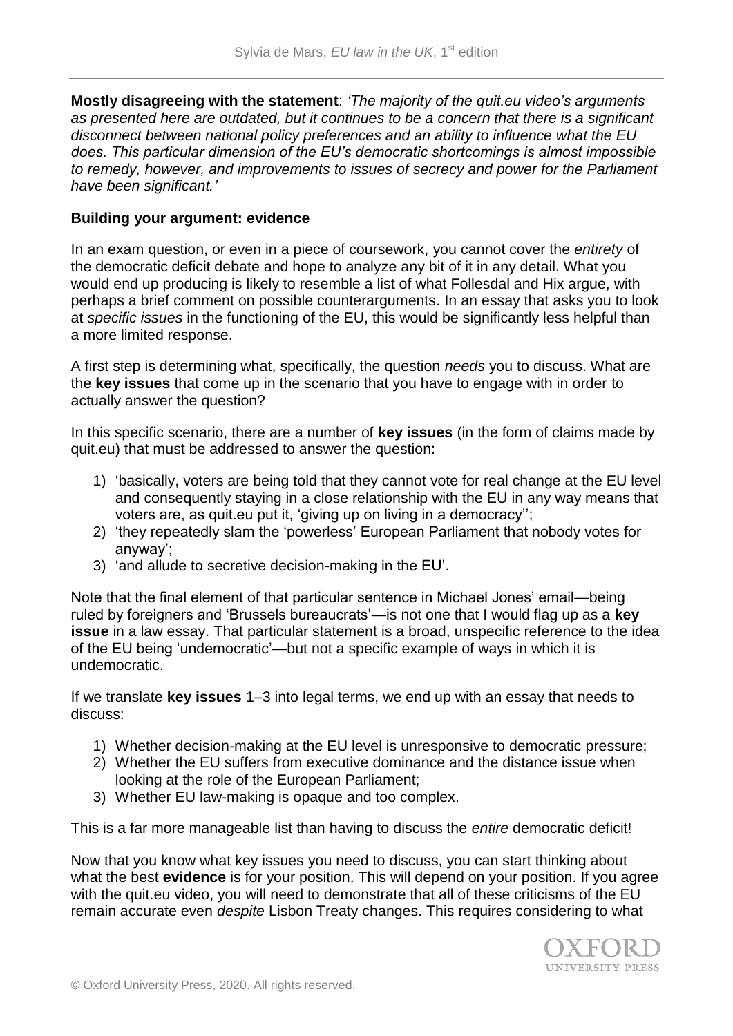**Mostly disagreeing with the statement**: *'The majority of the quit.eu video's arguments as presented here are outdated, but it continues to be a concern that there is a significant disconnect between national policy preferences and an ability to influence what the EU does. This particular dimension of the EU's democratic shortcomings is almost impossible to remedy, however, and improvements to issues of secrecy and power for the Parliament have been significant.'*

**Building your argument: evidence**

In an exam question, or even in a piece of coursework, you cannot cover the *entirety* of the democratic deficit debate and hope to analyze any bit of it in any detail. What you would end up producing is likely to resemble a list of what Follesdal and Hix argue, with perhaps a brief comment on possible counterarguments. In an essay that asks you to look at *specific issues* in the functioning of the EU, this would be significantly less helpful than a more limited response.

A first step is determining what, specifically, the question *needs* you to discuss. What are the **key issues** that come up in the scenario that you have to engage with in order to actually answer the question?

In this specific scenario, there are a number of **key issues** (in the form of claims made by quit.eu) that must be addressed to answer the question:

1) 'basically, voters are being told that they cannot vote for real change at the EU level and consequently staying in a close relationship with the EU in any way means that voters are, as quit.eu put it, 'giving up on living in a democracy'';
2) 'they repeatedly slam the 'powerless' European Parliament that nobody votes for anyway';
3) 'and allude to secretive decision-making in the EU'.

Note that the final element of that particular sentence in Michael Jones' email—being ruled by foreigners and 'Brussels bureaucrats'—is not one that I would flag up as a **key issue** in a law essay. That particular statement is a broad, unspecific reference to the idea of the EU being 'undemocratic'—but not a specific example of ways in which it is undemocratic.

If we translate **key issues** 1–3 into legal terms, we end up with an essay that needs to discuss:

1) Whether decision-making at the EU level is unresponsive to democratic pressure;
2) Whether the EU suffers from executive dominance and the distance issue when looking at the role of the European Parliament;
3) Whether EU law-making is opaque and too complex.

This is a far more manageable list than having to discuss the *entire* democratic deficit!

Now that you know what key issues you need to discuss, you can start thinking about what the best **evidence** is for your position. This will depend on your position. If you agree with the quit.eu video, you will need to demonstrate that all of these criticisms of the EU remain accurate even *despite* Lisbon Treaty changes. This requires considering to what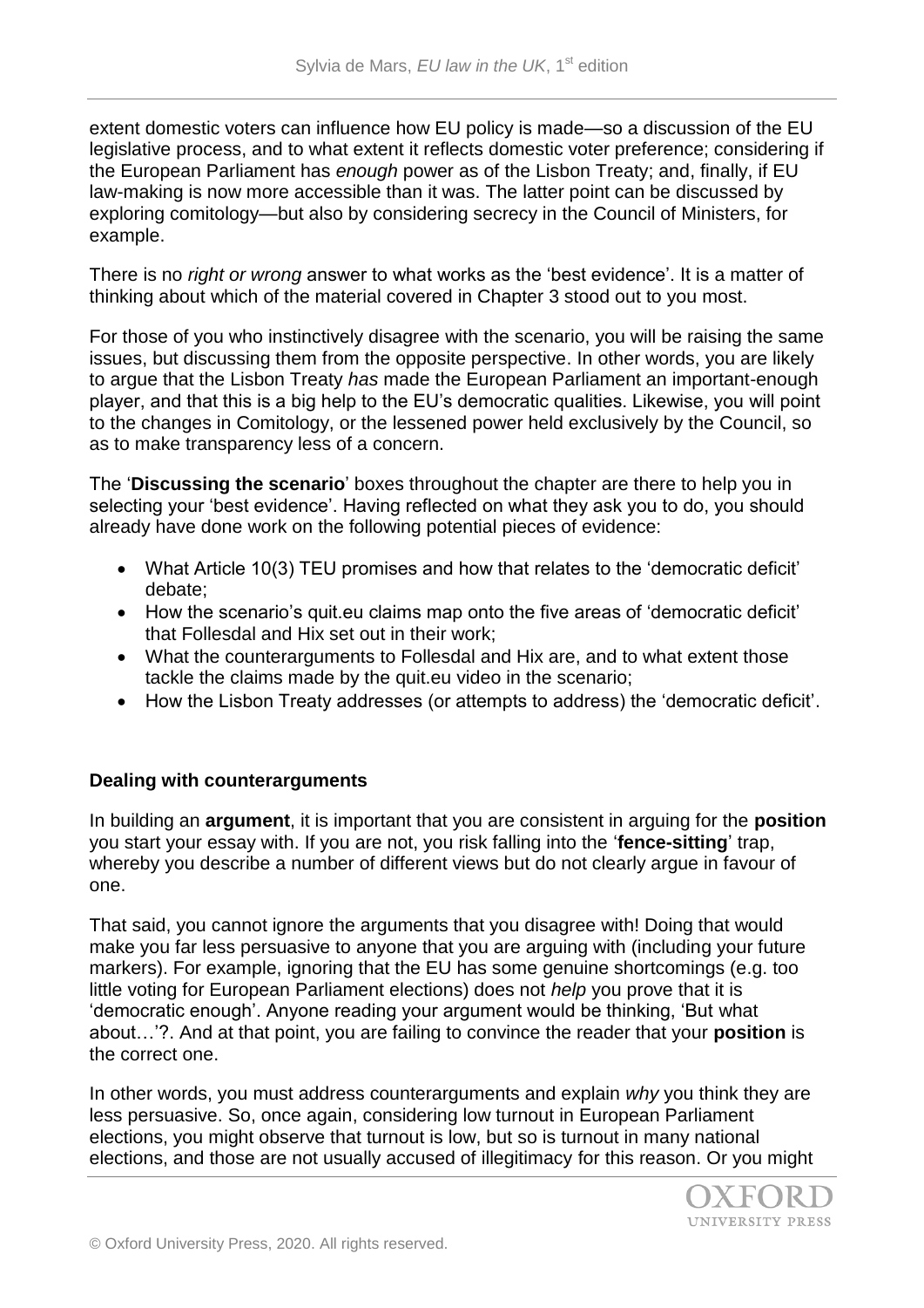extent domestic voters can influence how EU policy is made—so a discussion of the EU legislative process, and to what extent it reflects domestic voter preference; considering if the European Parliament has *enough* power as of the Lisbon Treaty; and, finally, if EU law-making is now more accessible than it was. The latter point can be discussed by exploring comitology—but also by considering secrecy in the Council of Ministers, for example.

There is no *right or wrong* answer to what works as the 'best evidence'. It is a matter of thinking about which of the material covered in Chapter 3 stood out to you most.

For those of you who instinctively disagree with the scenario, you will be raising the same issues, but discussing them from the opposite perspective. In other words, you are likely to argue that the Lisbon Treaty *has* made the European Parliament an important-enough player, and that this is a big help to the EU's democratic qualities. Likewise, you will point to the changes in Comitology, or the lessened power held exclusively by the Council, so as to make transparency less of a concern.

The '**Discussing the scenario**' boxes throughout the chapter are there to help you in selecting your 'best evidence'. Having reflected on what they ask you to do, you should already have done work on the following potential pieces of evidence:

- What Article 10(3) TEU promises and how that relates to the 'democratic deficit' debate;
- How the scenario's quit.eu claims map onto the five areas of 'democratic deficit' that Follesdal and Hix set out in their work;
- What the counterarguments to Follesdal and Hix are, and to what extent those tackle the claims made by the quit.eu video in the scenario;
- How the Lisbon Treaty addresses (or attempts to address) the 'democratic deficit'.

**Dealing with counterarguments**

In building an **argument**, it is important that you are consistent in arguing for the **position** you start your essay with. If you are not, you risk falling into the '**fence-sitting**' trap, whereby you describe a number of different views but do not clearly argue in favour of one.

That said, you cannot ignore the arguments that you disagree with! Doing that would make you far less persuasive to anyone that you are arguing with (including your future markers). For example, ignoring that the EU has some genuine shortcomings (e.g. too little voting for European Parliament elections) does not *help* you prove that it is 'democratic enough'. Anyone reading your argument would be thinking, 'But what about…'?. And at that point, you are failing to convince the reader that your **position** is the correct one.

In other words, you must address counterarguments and explain *why* you think they are less persuasive. So, once again, considering low turnout in European Parliament elections, you might observe that turnout is low, but so is turnout in many national elections, and those are not usually accused of illegitimacy for this reason. Or you might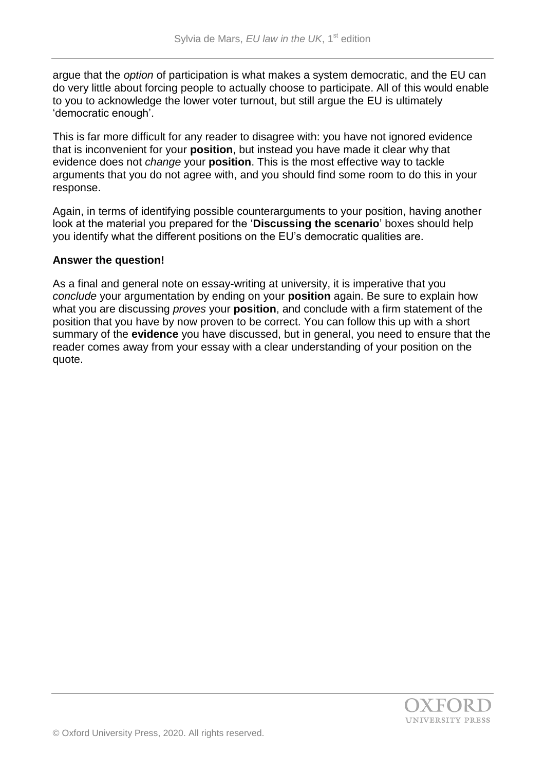argue that the *option* of participation is what makes a system democratic, and the EU can do very little about forcing people to actually choose to participate. All of this would enable to you to acknowledge the lower voter turnout, but still argue the EU is ultimately 'democratic enough'.

This is far more difficult for any reader to disagree with: you have not ignored evidence that is inconvenient for your **position**, but instead you have made it clear why that evidence does not *change* your **position**. This is the most effective way to tackle arguments that you do not agree with, and you should find some room to do this in your response.

Again, in terms of identifying possible counterarguments to your position, having another look at the material you prepared for the '**Discussing the scenario**' boxes should help you identify what the different positions on the EU's democratic qualities are.

**Answer the question!**

As a final and general note on essay-writing at university, it is imperative that you *conclude* your argumentation by ending on your **position** again. Be sure to explain how what you are discussing *proves* your **position**, and conclude with a firm statement of the position that you have by now proven to be correct. You can follow this up with a short summary of the **evidence** you have discussed, but in general, you need to ensure that the reader comes away from your essay with a clear understanding of your position on the quote.